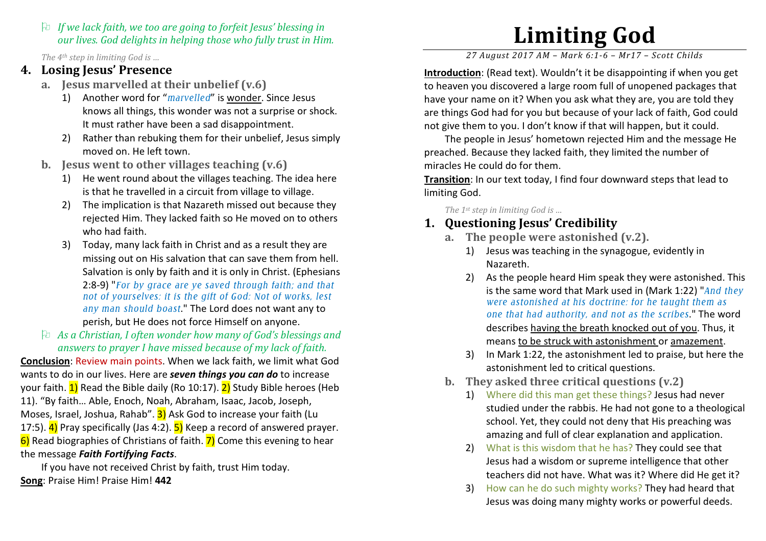# Limiting God

*27 August 2017 AM – Mark 6:1-6 – Mr17 – Scott Childs*

**Introduction**: (Read text). Wouldn't it be disappointing if when you get to heaven you discovered a large room full of unopened packages that have your name on it? When you ask what they are, you are told they are things God had for you but because of your lack of faith, God could not give them to you. I don't know if that will happen, but it could.

The people in Jesus' hometown rejected Him and the message He preached. Because they lacked faith, they limited the number of miracles He could do for them.

**Transition**: In our text today, I find four downward steps that lead to limiting God.

*The 1st step in limiting God is …*

## 1. Questioning Jesus' Credibility

### a. The people were astonished (v.2).

1) Jesus was teaching in the synagogue, evidently in Nazareth.
2) As the people heard Him speak they were astonished. This is the same word that Mark used in (Mark 1:22) "*And they were astonished at his doctrine: for he taught them as one that had authority, and not as the scribes*." The word describes having the breath knocked out of you. Thus, it means to be struck with astonishment or amazement.
3) In Mark 1:22, the astonishment led to praise, but here the astonishment led to critical questions.

### b. They asked three critical questions (v.2)

1) Where did this man get these things? Jesus had never studied under the rabbis. He had not gone to a theological school. Yet, they could not deny that His preaching was amazing and full of clear explanation and application.
2) What is this wisdom that he has? They could see that Jesus had a wisdom or supreme intelligence that other teachers did not have. What was it? Where did He get it?
3) How can he do such mighty works? They had heard that Jesus was doing many mighty works or powerful deeds.

- *If we lack faith, we too are going to forfeit Jesus' blessing in our lives. God delights in helping those who fully trust in Him.*

*The 4th step in limiting God is …*

## 4. Losing Jesus' Presence

### a. Jesus marvelled at their unbelief (v.6)

1) Another word for "*marvelled*" is wonder. Since Jesus knows all things, this wonder was not a surprise or shock. It must rather have been a sad disappointment.
2) Rather than rebuking them for their unbelief, Jesus simply moved on. He left town.

### b. Jesus went to other villages teaching (v.6)

1) He went round about the villages teaching. The idea here is that he travelled in a circuit from village to village.
2) The implication is that Nazareth missed out because they rejected Him. They lacked faith so He moved on to others who had faith.
3) Today, many lack faith in Christ and as a result they are missing out on His salvation that can save them from hell. Salvation is only by faith and it is only in Christ. (Ephesians 2:8-9) "*For by grace are ye saved through faith; and that not of yourselves: it is the gift of God: Not of works, lest any man should boast*." The Lord does not want any to perish, but He does not force Himself on anyone.

- *As a Christian, I often wonder how many of God's blessings and answers to prayer I have missed because of my lack of faith.*

**Conclusion**: Review main points. When we lack faith, we limit what God wants to do in our lives. Here are ***seven things you can do*** to increase your faith. 1) Read the Bible daily (Ro 10:17). 2) Study Bible heroes (Heb 11). "By faith… Able, Enoch, Noah, Abraham, Isaac, Jacob, Joseph, Moses, Israel, Joshua, Rahab". 3) Ask God to increase your faith (Lu 17:5). 4) Pray specifically (Jas 4:2). 5) Keep a record of answered prayer. 6) Read biographies of Christians of faith. 7) Come this evening to hear the message ***Faith Fortifying Facts***.

If you have not received Christ by faith, trust Him today.

**Song**: Praise Him! Praise Him! **442**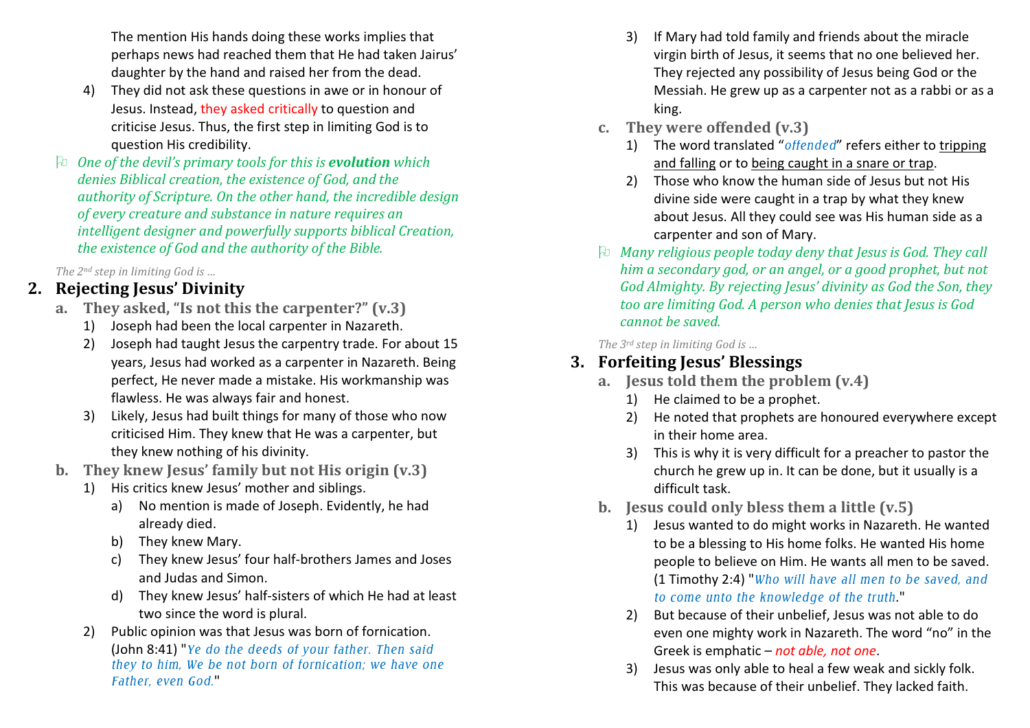The mention His hands doing these works implies that perhaps news had reached them that He had taken Jairus' daughter by the hand and raised her from the dead.

4) They did not ask these questions in awe or in honour of Jesus. Instead, they asked critically to question and criticise Jesus. Thus, the first step in limiting God is to question His credibility.

- *One of the devil's primary tools for this is **evolution** which denies Biblical creation, the existence of God, and the authority of Scripture. On the other hand, the incredible design of every creature and substance in nature requires an intelligent designer and powerfully supports biblical Creation, the existence of God and the authority of the Bible.*

*The 2nd step in limiting God is …*

## 2. Rejecting Jesus' Divinity

### a. They asked, "Is not this the carpenter?" (v.3)

1) Joseph had been the local carpenter in Nazareth.
2) Joseph had taught Jesus the carpentry trade. For about 15 years, Jesus had worked as a carpenter in Nazareth. Being perfect, He never made a mistake. His workmanship was flawless. He was always fair and honest.
3) Likely, Jesus had built things for many of those who now criticised Him. They knew that He was a carpenter, but they knew nothing of his divinity.

### b. They knew Jesus' family but not His origin (v.3)

1) His critics knew Jesus' mother and siblings.
   a) No mention is made of Joseph. Evidently, he had already died.
   b) They knew Mary.
   c) They knew Jesus' four half-brothers James and Joses and Judas and Simon.
   d) They knew Jesus' half-sisters of which He had at least two since the word is plural.
2) Public opinion was that Jesus was born of fornication. (John 8:41) "*Ye do the deeds of your father. Then said they to him, We be not born of fornication; we have one Father, even God.*"
3) If Mary had told family and friends about the miracle virgin birth of Jesus, it seems that no one believed her. They rejected any possibility of Jesus being God or the Messiah. He grew up as a carpenter not as a rabbi or as a king.

### c. They were offended (v.3)

1) The word translated "*offended*" refers either to tripping and falling or to being caught in a snare or trap.
2) Those who know the human side of Jesus but not His divine side were caught in a trap by what they knew about Jesus. All they could see was His human side as a carpenter and son of Mary.

- *Many religious people today deny that Jesus is God. They call him a secondary god, or an angel, or a good prophet, but not God Almighty. By rejecting Jesus' divinity as God the Son, they too are limiting God. A person who denies that Jesus is God cannot be saved.*

*The 3rd step in limiting God is …*

## 3. Forfeiting Jesus' Blessings

### a. Jesus told them the problem (v.4)

1) He claimed to be a prophet.
2) He noted that prophets are honoured everywhere except in their home area.
3) This is why it is very difficult for a preacher to pastor the church he grew up in. It can be done, but it usually is a difficult task.

### b. Jesus could only bless them a little (v.5)

1) Jesus wanted to do might works in Nazareth. He wanted to be a blessing to His home folks. He wanted His home people to believe on Him. He wants all men to be saved. (1 Timothy 2:4) "*Who will have all men to be saved, and to come unto the knowledge of the truth.*"
2) But because of their unbelief, Jesus was not able to do even one mighty work in Nazareth. The word "no" in the Greek is emphatic – *not able, not one*.
3) Jesus was only able to heal a few weak and sickly folk. This was because of their unbelief. They lacked faith.